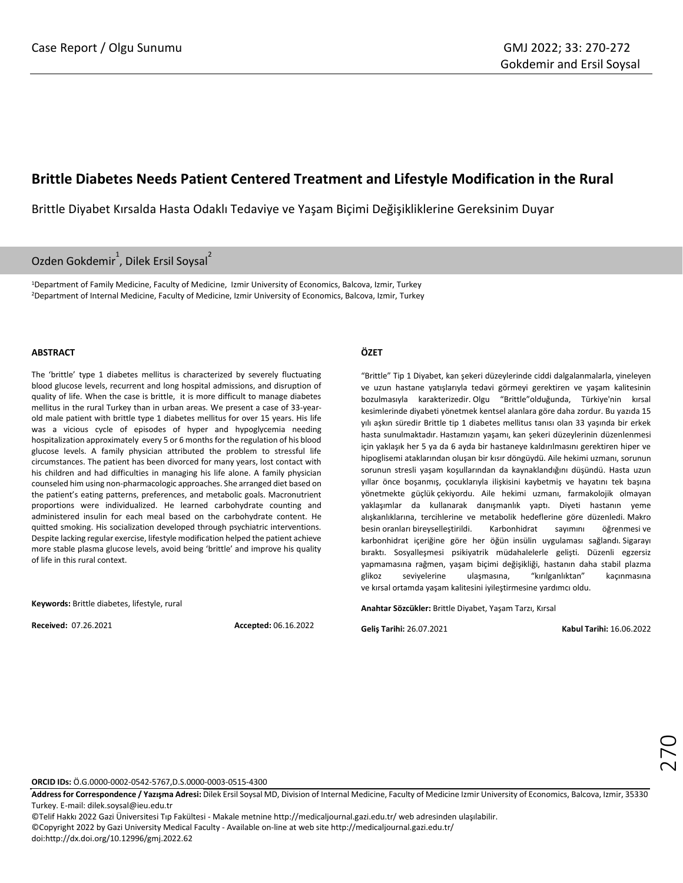Case Report / Olgu Sunumu

# Brittle Diabetes Needs Patient Centered Treatment and Lifestyle Modification in the Rural

Brittle Diyabet Kırsalda Hasta Odaklı Tedaviye ve Yaşam Biçimi Değişikliklerine Gereksinim Duyar

Ozden Gokdemir[1], Dilek Ersil Soysal[2]

[1]Department of Family Medicine, Faculty of Medicine, Izmir University of Economics, Balcova, Izmir, Turkey
[2]Department of Internal Medicine, Faculty of Medicine, Izmir University of Economics, Balcova, Izmir, Turkey

#### ABSTRACT

The 'brittle' type 1 diabetes mellitus is characterized by severely fluctuating blood glucose levels, recurrent and long hospital admissions, and disruption of quality of life. When the case is brittle, it is more difficult to manage diabetes mellitus in the rural Turkey than in urban areas. We present a case of 33-year-old male patient with brittle type 1 diabetes mellitus for over 15 years. His life was a vicious cycle of episodes of hyper and hypoglycemia needing hospitalization approximately every 5 or 6 months for the regulation of his blood glucose levels. A family physician attributed the problem to stressful life circumstances. The patient has been divorced for many years, lost contact with his children and had difficulties in managing his life alone. A family physician counseled him using non-pharmacologic approaches. She arranged diet based on the patient's eating patterns, preferences, and metabolic goals. Macronutrient proportions were individualized. He learned carbohydrate counting and administered insulin for each meal based on the carbohydrate content. He quitted smoking. His socialization developed through psychiatric interventions. Despite lacking regular exercise, lifestyle modification helped the patient achieve more stable plasma glucose levels, avoid being 'brittle' and improve his quality of life in this rural context.

**Keywords:** Brittle diabetes, lifestyle, rural

**Received:** 07.26.2021 **Accepted:** 06.16.2022

#### ÖZET

"Brittle" Tip 1 Diyabet, kan şekeri düzeylerinde ciddi dalgalanmalarla, yineleyen ve uzun hastane yatışlarıyla tedavi görmeyi gerektiren ve yaşam kalitesinin bozulmasıyla karakterizedir. Olgu "Brittle"olduğunda, Türkiye'nin kırsal kesimlerinde diyabeti yönetmek kentsel alanlara göre daha zordur. Bu yazıda 15 yılı aşkın süredir Brittle tip 1 diabetes mellitus tanısı olan 33 yaşında bir erkek hasta sunulmaktadır. Hastamızın yaşamı, kan şekeri düzeylerinin düzenlenmesi için yaklaşık her 5 ya da 6 ayda bir hastaneye kaldırılmasını gerektiren hiper ve hipoglisemi ataklarından oluşan bir kısır döngüydü. Aile hekimi uzmanı, sorunun sorunun stresli yaşam koşullarından da kaynaklandığını düşündü. Hasta uzun yıllar önce boşanmış, çocuklarıyla ilişkisini kaybetmiş ve hayatını tek başına yönetmekte güçlük çekiyordu. Aile hekimi uzmanı, farmakolojik olmayan yaklaşımlar da kullanarak danışmanlık yaptı. Diyeti hastanın yeme alışkanlıklarına, tercihlerine ve metabolik hedeflerine göre düzenledi. Makro besin oranları bireyselleştirildi. Karbonhidrat sayımını öğrenmesi ve karbonhidrat içeriğine göre her öğün insülin uygulaması sağlandı. Sigarayı bıraktı. Sosyalleşmesi psikiyatrik müdahalelerle gelişti. Düzenli egzersiz yapmamasına rağmen, yaşam biçimi değişikliği, hastanın daha stabil plazma glikoz seviyelerine ulaşmasına, "kırılganlıktan" kaçınmasına ve kırsal ortamda yaşam kalitesini iyileştirmesine yardımcı oldu.

**Anahtar Sözcükler:** Brittle Diyabet, Yaşam Tarzı, Kırsal

**Geliş Tarihi:** 26.07.2021 **Kabul Tarihi:** 16.06.2022

**ORCID IDs:** Ö.G.0000-0002-0542-5767,D.S.0000-0003-0515-4300

**Address for Correspondence / Yazışma Adresi:** Dilek Ersil Soysal MD, Division of Internal Medicine, Faculty of Medicine Izmir University of Economics, Balcova, Izmir, 35330 Turkey. E-mail: dilek.soysal@ieu.edu.tr

©Telif Hakkı 2022 Gazi Üniversitesi Tıp Fakültesi - Makale metnine http://medicaljournal.gazi.edu.tr/ web adresinden ulaşılabilir.
©Copyright 2022 by Gazi University Medical Faculty - Available on-line at web site http://medicaljournal.gazi.edu.tr/
doi:http://dx.doi.org/10.12996/gmj.2022.62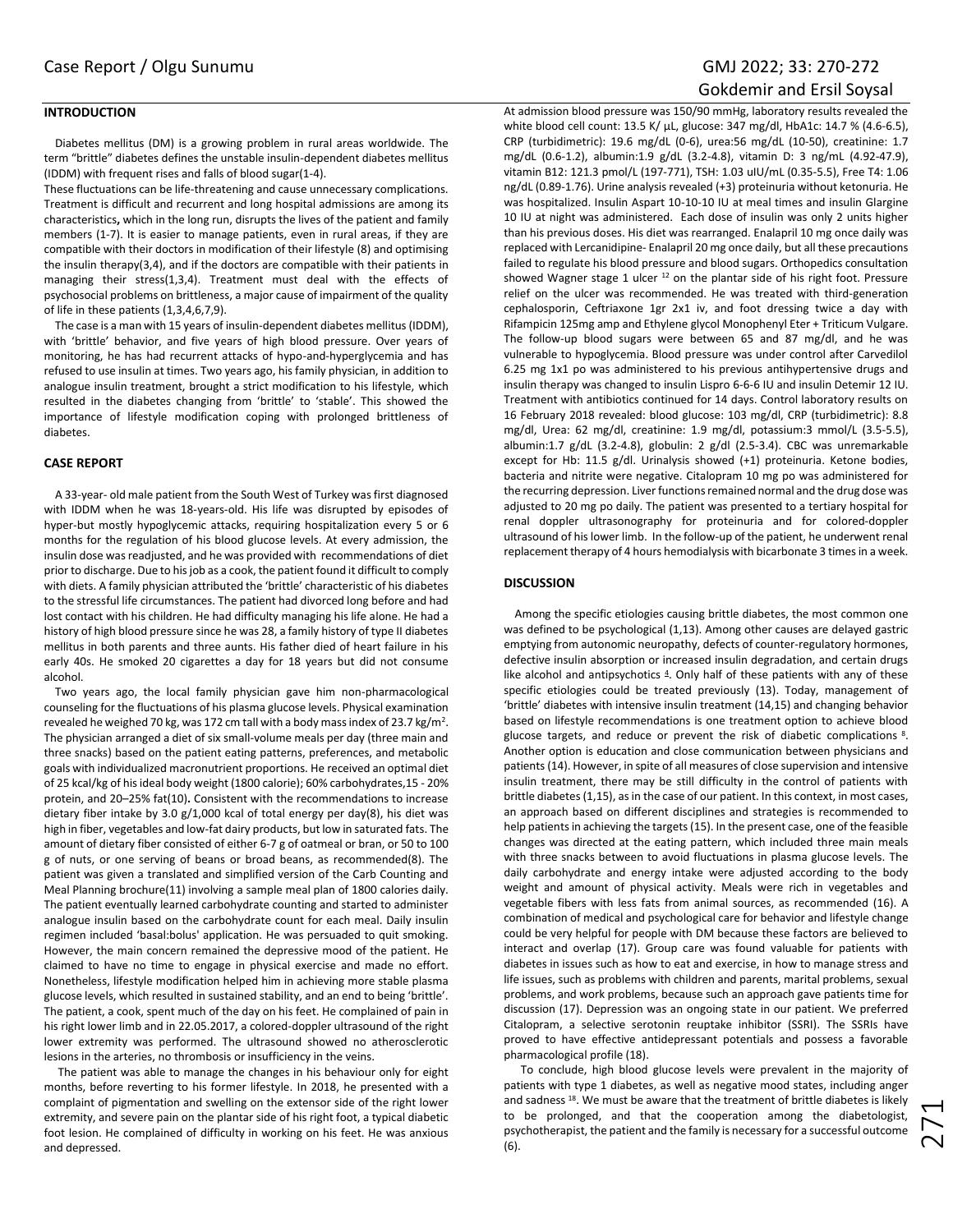## INTRODUCTION

Diabetes mellitus (DM) is a growing problem in rural areas worldwide. The term "brittle" diabetes defines the unstable insulin-dependent diabetes mellitus (IDDM) with frequent rises and falls of blood sugar(1-4).

These fluctuations can be life-threatening and cause unnecessary complications. Treatment is difficult and recurrent and long hospital admissions are among its characteristics**,** which in the long run, disrupts the lives of the patient and family members (1-7). It is easier to manage patients, even in rural areas, if they are compatible with their doctors in modification of their lifestyle (8) and optimising the insulin therapy(3,4), and if the doctors are compatible with their patients in managing their stress(1,3,4). Treatment must deal with the effects of psychosocial problems on brittleness, a major cause of impairment of the quality of life in these patients (1,3,4,6,7,9).

The case is a man with 15 years of insulin-dependent diabetes mellitus (IDDM), with 'brittle' behavior, and five years of high blood pressure. Over years of monitoring, he has had recurrent attacks of hypo-and-hyperglycemia and has refused to use insulin at times. Two years ago, his family physician, in addition to analogue insulin treatment, brought a strict modification to his lifestyle, which resulted in the diabetes changing from 'brittle' to 'stable'. This showed the importance of lifestyle modification coping with prolonged brittleness of diabetes.

## CASE REPORT

A 33-year- old male patient from the South West of Turkey was first diagnosed with IDDM when he was 18-years-old. His life was disrupted by episodes of hyper-but mostly hypoglycemic attacks, requiring hospitalization every 5 or 6 months for the regulation of his blood glucose levels. At every admission, the insulin dose was readjusted, and he was provided with recommendations of diet prior to discharge. Due to his job as a cook, the patient found it difficult to comply with diets. A family physician attributed the 'brittle' characteristic of his diabetes to the stressful life circumstances. The patient had divorced long before and had lost contact with his children. He had difficulty managing his life alone. He had a history of high blood pressure since he was 28, a family history of type II diabetes mellitus in both parents and three aunts. His father died of heart failure in his early 40s. He smoked 20 cigarettes a day for 18 years but did not consume alcohol.

Two years ago, the local family physician gave him non-pharmacological counseling for the fluctuations of his plasma glucose levels. Physical examination revealed he weighed 70 kg, was 172 cm tall with a body mass index of 23.7 kg/m$^2$. The physician arranged a diet of six small-volume meals per day (three main and three snacks) based on the patient eating patterns, preferences, and metabolic goals with individualized macronutrient proportions. He received an optimal diet of 25 kcal/kg of his ideal body weight (1800 calorie); 60% carbohydrates,15 - 20% protein, and 20–25% fat(10)**.** Consistent with the recommendations to increase dietary fiber intake by 3.0 g/1,000 kcal of total energy per day(8), his diet was high in fiber, vegetables and low-fat dairy products, but low in saturated fats. The amount of dietary fiber consisted of either 6-7 g of oatmeal or bran, or 50 to 100 g of nuts, or one serving of beans or broad beans, as recommended(8). The patient was given a translated and simplified version of the Carb Counting and Meal Planning brochure(11) involving a sample meal plan of 1800 calories daily. The patient eventually learned carbohydrate counting and started to administer analogue insulin based on the carbohydrate count for each meal. Daily insulin regimen included 'basal:bolus' application. He was persuaded to quit smoking. However, the main concern remained the depressive mood of the patient. He claimed to have no time to engage in physical exercise and made no effort. Nonetheless, lifestyle modification helped him in achieving more stable plasma glucose levels, which resulted in sustained stability, and an end to being 'brittle'. The patient, a cook, spent much of the day on his feet. He complained of pain in his right lower limb and in 22.05.2017, a colored-doppler ultrasound of the right lower extremity was performed. The ultrasound showed no atherosclerotic lesions in the arteries, no thrombosis or insufficiency in the veins.

The patient was able to manage the changes in his behaviour only for eight months, before reverting to his former lifestyle. In 2018, he presented with a complaint of pigmentation and swelling on the extensor side of the right lower extremity, and severe pain on the plantar side of his right foot, a typical diabetic foot lesion. He complained of difficulty in working on his feet. He was anxious and depressed.

At admission blood pressure was 150/90 mmHg, laboratory results revealed the white blood cell count: 13.5 K/ µL, glucose: 347 mg/dl, HbA1c: 14.7 % (4.6-6.5), CRP (turbidimetric): 19.6 mg/dL (0-6), urea:56 mg/dL (10-50), creatinine: 1.7 mg/dL (0.6-1.2), albumin:1.9 g/dL (3.2-4.8), vitamin D: 3 ng/mL (4.92-47.9), vitamin B12: 121.3 pmol/L (197-771), TSH: 1.03 uIU/mL (0.35-5.5), Free T4: 1.06 ng/dL (0.89-1.76). Urine analysis revealed (+3) proteinuria without ketonuria. He was hospitalized. Insulin Aspart 10-10-10 IU at meal times and insulin Glargine 10 IU at night was administered. Each dose of insulin was only 2 units higher than his previous doses. His diet was rearranged. Enalapril 10 mg once daily was replaced with Lercanidipine- Enalapril 20 mg once daily, but all these precautions failed to regulate his blood pressure and blood sugars. Orthopedics consultation showed Wagner stage 1 ulcer [12] on the plantar side of his right foot. Pressure relief on the ulcer was recommended. He was treated with third-generation cephalosporin, Ceftriaxone 1gr 2x1 iv, and foot dressing twice a day with Rifampicin 125mg amp and Ethylene glycol Monophenyl Eter + Triticum Vulgare. The follow-up blood sugars were between 65 and 87 mg/dl, and he was vulnerable to hypoglycemia. Blood pressure was under control after Carvedilol 6.25 mg 1x1 po was administered to his previous antihypertensive drugs and insulin therapy was changed to insulin Lispro 6-6-6 IU and insulin Detemir 12 IU. Treatment with antibiotics continued for 14 days. Control laboratory results on 16 February 2018 revealed: blood glucose: 103 mg/dl, CRP (turbidimetric): 8.8 mg/dl, Urea: 62 mg/dl, creatinine: 1.9 mg/dl, potassium:3 mmol/L (3.5-5.5), albumin:1.7 g/dL (3.2-4.8), globulin: 2 g/dl (2.5-3.4). CBC was unremarkable except for Hb: 11.5 g/dl. Urinalysis showed (+1) proteinuria. Ketone bodies, bacteria and nitrite were negative. Citalopram 10 mg po was administered for the recurring depression. Liver functions remained normal and the drug dose was adjusted to 20 mg po daily. The patient was presented to a tertiary hospital for renal doppler ultrasonography for proteinuria and for colored-doppler ultrasound of his lower limb. In the follow-up of the patient, he underwent renal replacement therapy of 4 hours hemodialysis with bicarbonate 3 times in a week.

## DISCUSSION

Among the specific etiologies causing brittle diabetes, the most common one was defined to be psychological (1,13). Among other causes are delayed gastric emptying from autonomic neuropathy, defects of counter-regulatory hormones, defective insulin absorption or increased insulin degradation, and certain drugs like alcohol and antipsychotics [4]. Only half of these patients with any of these specific etiologies could be treated previously (13). Today, management of 'brittle' diabetes with intensive insulin treatment (14,15) and changing behavior based on lifestyle recommendations is one treatment option to achieve blood glucose targets, and reduce or prevent the risk of diabetic complications [8]. Another option is education and close communication between physicians and patients (14). However, in spite of all measures of close supervision and intensive insulin treatment, there may be still difficulty in the control of patients with brittle diabetes (1,15), as in the case of our patient. In this context, in most cases, an approach based on different disciplines and strategies is recommended to help patients in achieving the targets (15). In the present case, one of the feasible changes was directed at the eating pattern, which included three main meals with three snacks between to avoid fluctuations in plasma glucose levels. The daily carbohydrate and energy intake were adjusted according to the body weight and amount of physical activity. Meals were rich in vegetables and vegetable fibers with less fats from animal sources, as recommended (16). A combination of medical and psychological care for behavior and lifestyle change could be very helpful for people with DM because these factors are believed to interact and overlap (17). Group care was found valuable for patients with diabetes in issues such as how to eat and exercise, in how to manage stress and life issues, such as problems with children and parents, marital problems, sexual problems, and work problems, because such an approach gave patients time for discussion (17). Depression was an ongoing state in our patient. We preferred Citalopram, a selective serotonin reuptake inhibitor (SSRI). The SSRIs have proved to have effective antidepressant potentials and possess a favorable pharmacological profile (18).

To conclude, high blood glucose levels were prevalent in the majority of patients with type 1 diabetes, as well as negative mood states, including anger and sadness [18]. We must be aware that the treatment of brittle diabetes is likely to be prolonged, and that the cooperation among the diabetologist, psychotherapist, the patient and the family is necessary for a successful outcome (6).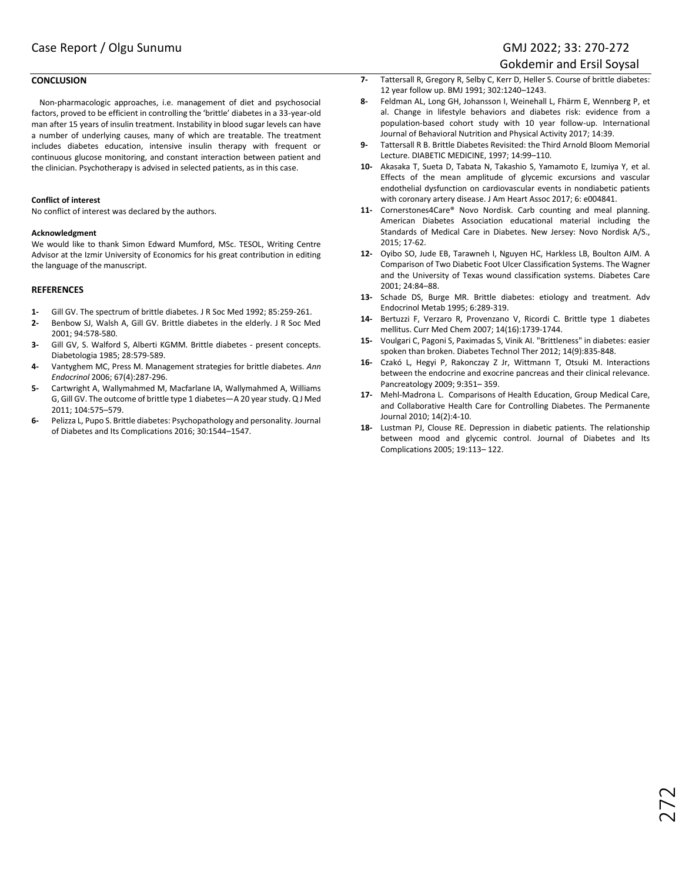## CONCLUSION

Non-pharmacologic approaches, i.e. management of diet and psychosocial factors, proved to be efficient in controlling the 'brittle' diabetes in a 33-year-old man after 15 years of insulin treatment. Instability in blood sugar levels can have a number of underlying causes, many of which are treatable. The treatment includes diabetes education, intensive insulin therapy with frequent or continuous glucose monitoring, and constant interaction between patient and the clinician. Psychotherapy is advised in selected patients, as in this case.

#### Conflict of interest

No conflict of interest was declared by the authors.

#### Acknowledgment

We would like to thank Simon Edward Mumford, MSc. TESOL, Writing Centre Advisor at the Izmir University of Economics for his great contribution in editing the language of the manuscript.

## REFERENCES

1- Gill GV. The spectrum of brittle diabetes. J R Soc Med 1992; 85:259-261.
2- Benbow SJ, Walsh A, Gill GV. Brittle diabetes in the elderly. J R Soc Med 2001; 94:578-580.
3- Gill GV, S. Walford S, Alberti KGMM. Brittle diabetes - present concepts. Diabetologia 1985; 28:579-589.
4- Vantyghem MC, Press M. Management strategies for brittle diabetes. *Ann Endocrinol* 2006; 67(4):287-296.
5- Cartwright A, Wallymahmed M, Macfarlane IA, Wallymahmed A, Williams G, Gill GV. The outcome of brittle type 1 diabetes—A 20 year study. Q J Med 2011; 104:575–579.
6- Pelizza L, Pupo S. Brittle diabetes: Psychopathology and personality. Journal of Diabetes and Its Complications 2016; 30:1544–1547.
7- Tattersall R, Gregory R, Selby C, Kerr D, Heller S. Course of brittle diabetes: 12 year follow up. BMJ 1991; 302:1240–1243.
8- Feldman AL, Long GH, Johansson I, Weinehall L, Fhärm E, Wennberg P, et al. Change in lifestyle behaviors and diabetes risk: evidence from a population-based cohort study with 10 year follow-up. International Journal of Behavioral Nutrition and Physical Activity 2017; 14:39.
9- Tattersall R B. Brittle Diabetes Revisited: the Third Arnold Bloom Memorial Lecture. DIABETIC MEDICINE, 1997; 14:99–110.
10- Akasaka T, Sueta D, Tabata N, Takashio S, Yamamoto E, Izumiya Y, et al. Effects of the mean amplitude of glycemic excursions and vascular endothelial dysfunction on cardiovascular events in nondiabetic patients with coronary artery disease. J Am Heart Assoc 2017; 6: e004841.
11- Cornerstones4Care® Novo Nordisk. Carb counting and meal planning. American Diabetes Association educational material including the Standards of Medical Care in Diabetes. New Jersey: Novo Nordisk A/S., 2015; 17-62.
12- Oyibo SO, Jude EB, Tarawneh I, Nguyen HC, Harkless LB, Boulton AJM. A Comparison of Two Diabetic Foot Ulcer Classification Systems. The Wagner and the University of Texas wound classification systems. Diabetes Care 2001; 24:84–88.
13- Schade DS, Burge MR. Brittle diabetes: etiology and treatment. Adv Endocrinol Metab 1995; 6:289-319.
14- Bertuzzi F, Verzaro R, Provenzano V, Ricordi C. Brittle type 1 diabetes mellitus. Curr Med Chem 2007; 14(16):1739-1744.
15- Voulgari C, Pagoni S, Paximadas S, Vinik AI. "Brittleness" in diabetes: easier spoken than broken. Diabetes Technol Ther 2012; 14(9):835-848.
16- Czakó L, Hegyi P, Rakonczay Z Jr, Wittmann T, Otsuki M. Interactions between the endocrine and exocrine pancreas and their clinical relevance. Pancreatology 2009; 9:351– 359.
17- Mehl-Madrona L. Comparisons of Health Education, Group Medical Care, and Collaborative Health Care for Controlling Diabetes. The Permanente Journal 2010; 14(2):4-10.
18- Lustman PJ, Clouse RE. Depression in diabetic patients. The relationship between mood and glycemic control. Journal of Diabetes and Its Complications 2005; 19:113– 122.